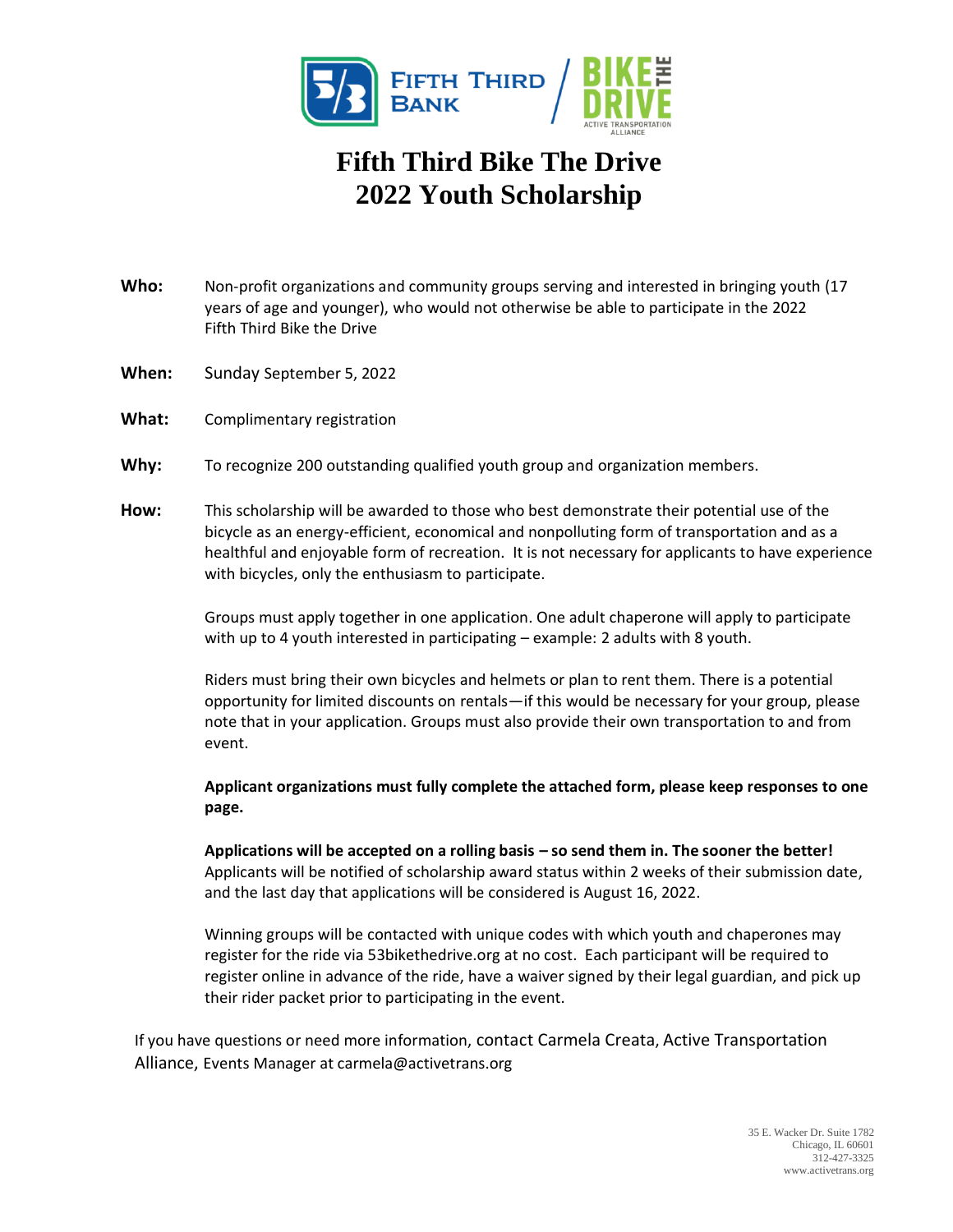# Fifth Third Bike The Drive
# 2022 Youth Scholarship

**Who:** Non-profit organizations and community groups serving and interested in bringing youth (17 years of age and younger), who would not otherwise be able to participate in the 2022 Fifth Third Bike the Drive

**When:** Sunday September 5, 2022

**What:** Complimentary registration

**Why:** To recognize 200 outstanding qualified youth group and organization members.

**How:** This scholarship will be awarded to those who best demonstrate their potential use of the bicycle as an energy-efficient, economical and nonpolluting form of transportation and as a healthful and enjoyable form of recreation. It is not necessary for applicants to have experience with bicycles, only the enthusiasm to participate.

Groups must apply together in one application. One adult chaperone will apply to participate with up to 4 youth interested in participating – example: 2 adults with 8 youth.

Riders must bring their own bicycles and helmets or plan to rent them. There is a potential opportunity for limited discounts on rentals—if this would be necessary for your group, please note that in your application. Groups must also provide their own transportation to and from event.

**Applicant organizations must fully complete the attached form, please keep responses to one page.**

**Applications will be accepted on a rolling basis – so send them in. The sooner the better!** Applicants will be notified of scholarship award status within 2 weeks of their submission date, and the last day that applications will be considered is August 16, 2022.

Winning groups will be contacted with unique codes with which youth and chaperones may register for the ride via 53bikethedrive.org at no cost. Each participant will be required to register online in advance of the ride, have a waiver signed by their legal guardian, and pick up their rider packet prior to participating in the event.

If you have questions or need more information, contact Carmela Creata, Active Transportation Alliance, Events Manager at carmela@activetrans.org

35 E. Wacker Dr. Suite 1782
Chicago, IL 60601
312-427-3325
www.activetrans.org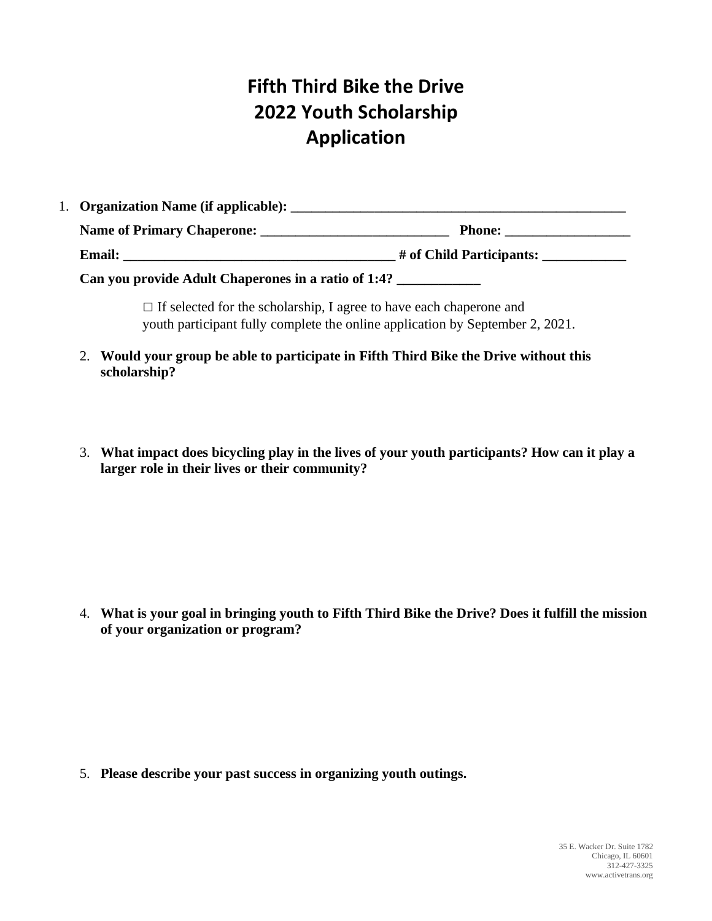# Fifth Third Bike the Drive
# 2022 Youth Scholarship
# Application

1. **Organization Name (if applicable): _______________________________________________**

   **Name of Primary Chaperone: ___________________________ Phone: _________________**

   **Email: _______________________________________ # of Child Participants: ____________**

   **Can you provide Adult Chaperones in a ratio of 1:4? ____________**

   ☐ If selected for the scholarship, I agree to have each chaperone and youth participant fully complete the online application by September 2, 2021.

2. **Would your group be able to participate in Fifth Third Bike the Drive without this scholarship?**

3. **What impact does bicycling play in the lives of your youth participants? How can it play a larger role in their lives or their community?**

4. **What is your goal in bringing youth to Fifth Third Bike the Drive? Does it fulfill the mission of your organization or program?**

5. **Please describe your past success in organizing youth outings.**

35 E. Wacker Dr. Suite 1782
Chicago, IL 60601
312-427-3325
www.activetrans.org